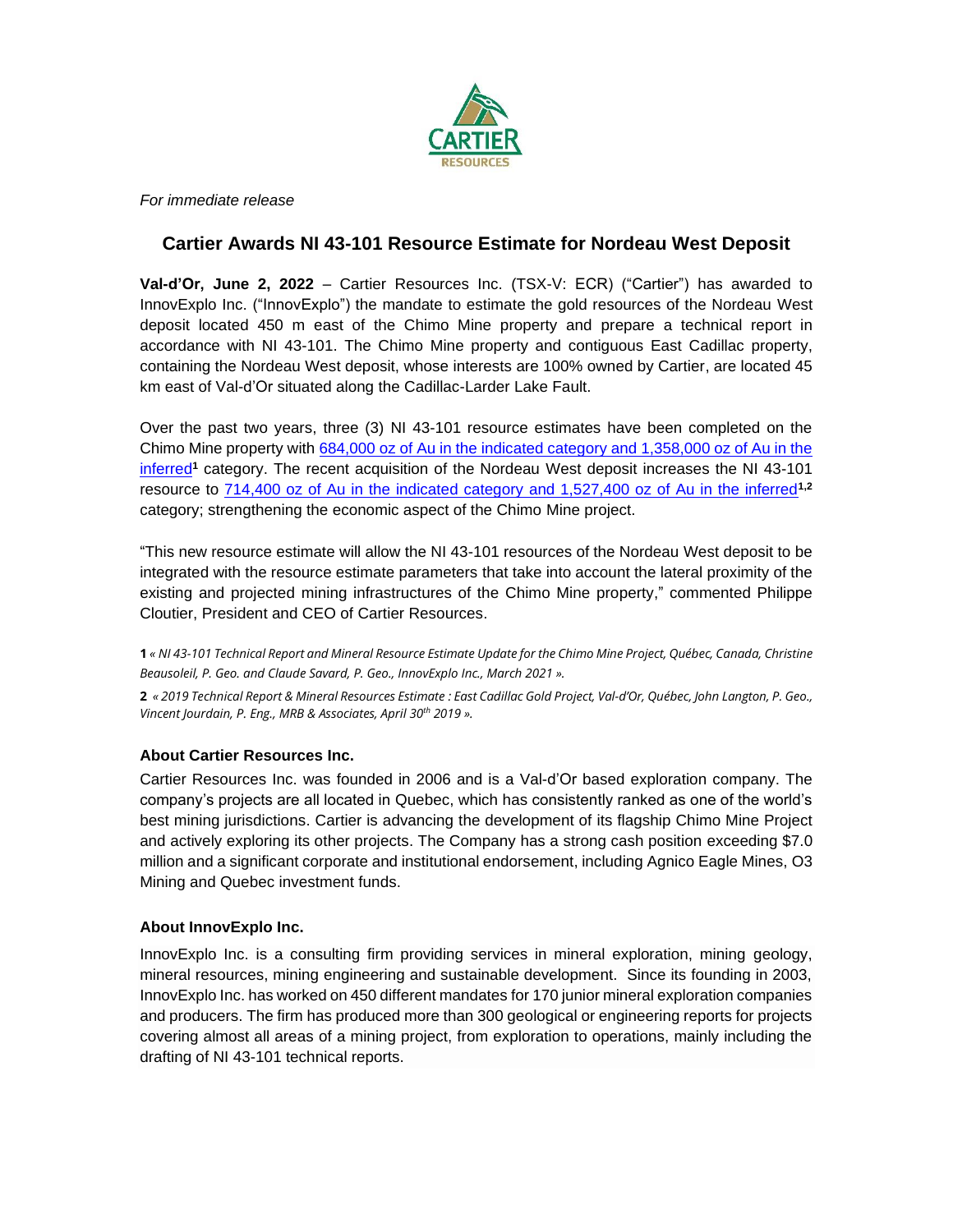*For immediate release*

# Cartier Awards NI 43-101 Resource Estimate for Nordeau West Deposit

**Val-d'Or, June 2, 2022** – Cartier Resources Inc. (TSX-V: ECR) ("Cartier") has awarded to InnovExplo Inc. ("InnovExplo") the mandate to estimate the gold resources of the Nordeau West deposit located 450 m east of the Chimo Mine property and prepare a technical report in accordance with NI 43-101. The Chimo Mine property and contiguous East Cadillac property, containing the Nordeau West deposit, whose interests are 100% owned by Cartier, are located 45 km east of Val-d'Or situated along the Cadillac-Larder Lake Fault.

Over the past two years, three (3) NI 43-101 resource estimates have been completed on the Chimo Mine property with 684,000 oz of Au in the indicated category and 1,358,000 oz of Au in the inferred[1] category. The recent acquisition of the Nordeau West deposit increases the NI 43-101 resource to 714,400 oz of Au in the indicated category and 1,527,400 oz of Au in the inferred[1,2] category; strengthening the economic aspect of the Chimo Mine project.

"This new resource estimate will allow the NI 43-101 resources of the Nordeau West deposit to be integrated with the resource estimate parameters that take into account the lateral proximity of the existing and projected mining infrastructures of the Chimo Mine property," commented Philippe Cloutier, President and CEO of Cartier Resources.

**1** *« NI 43-101 Technical Report and Mineral Resource Estimate Update for the Chimo Mine Project, Québec, Canada, Christine Beausoleil, P. Geo. and Claude Savard, P. Geo., InnovExplo Inc., March 2021 ».*

**2** *« 2019 Technical Report & Mineral Resources Estimate : East Cadillac Gold Project, Val-d'Or, Québec, John Langton, P. Geo., Vincent Jourdain, P. Eng., MRB & Associates, April 30th 2019 ».*

### About Cartier Resources Inc.

Cartier Resources Inc. was founded in 2006 and is a Val-d'Or based exploration company. The company's projects are all located in Quebec, which has consistently ranked as one of the world's best mining jurisdictions. Cartier is advancing the development of its flagship Chimo Mine Project and actively exploring its other projects. The Company has a strong cash position exceeding $7.0 million and a significant corporate and institutional endorsement, including Agnico Eagle Mines, O3 Mining and Quebec investment funds.

### About InnovExplo Inc.

InnovExplo Inc. is a consulting firm providing services in mineral exploration, mining geology, mineral resources, mining engineering and sustainable development. Since its founding in 2003, InnovExplo Inc. has worked on 450 different mandates for 170 junior mineral exploration companies and producers. The firm has produced more than 300 geological or engineering reports for projects covering almost all areas of a mining project, from exploration to operations, mainly including the drafting of NI 43-101 technical reports.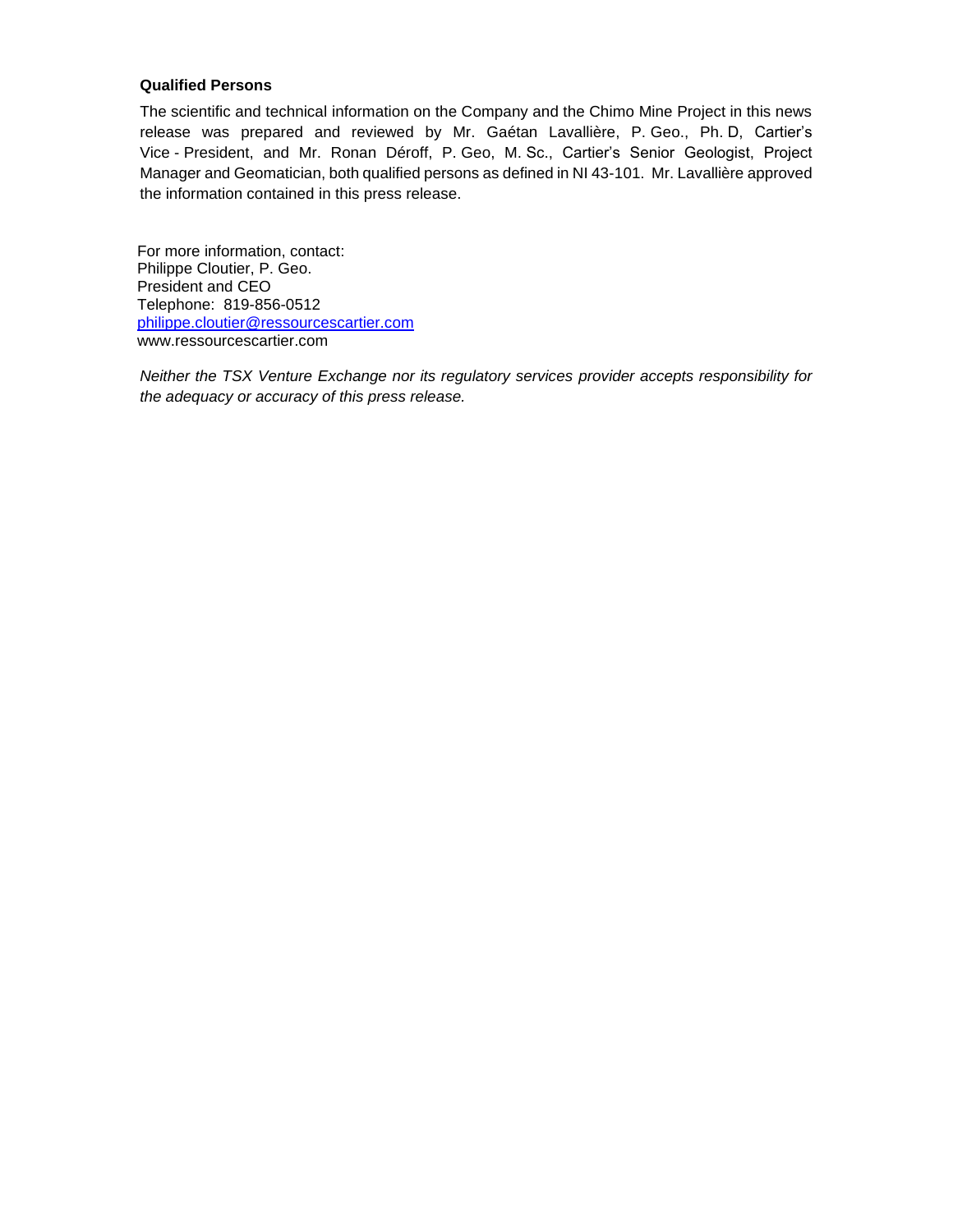**Qualified Persons**

The scientific and technical information on the Company and the Chimo Mine Project in this news release was prepared and reviewed by Mr. Gaétan Lavallière, P. Geo., Ph. D, Cartier's Vice - President, and Mr. Ronan Déroff, P. Geo, M. Sc., Cartier's Senior Geologist, Project Manager and Geomatician, both qualified persons as defined in NI 43-101. Mr. Lavallière approved the information contained in this press release.

For more information, contact:
Philippe Cloutier, P. Geo.
President and CEO
Telephone: 819-856-0512
philippe.cloutier@ressourcescartier.com
www.ressourcescartier.com

*Neither the TSX Venture Exchange nor its regulatory services provider accepts responsibility for the adequacy or accuracy of this press release.*